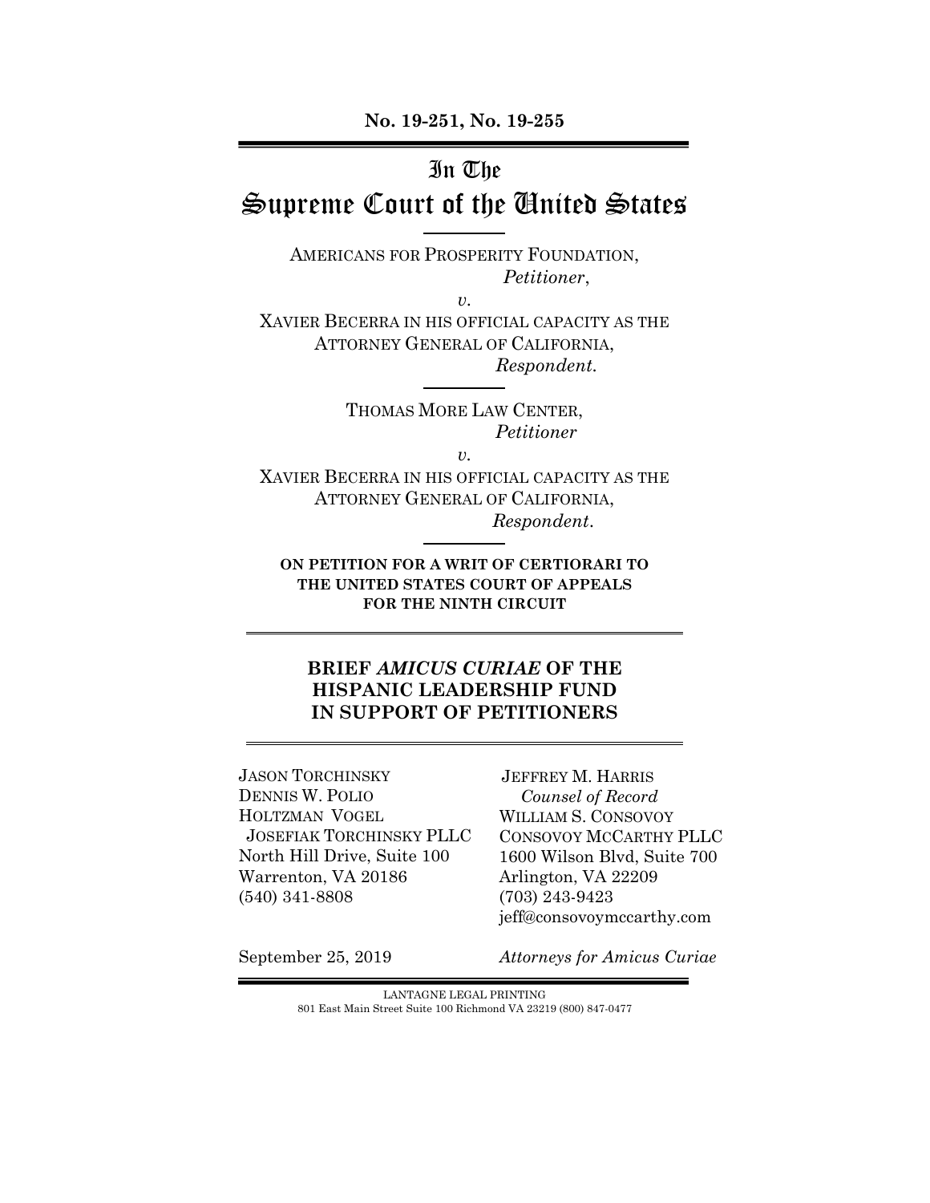**No. 19-251, No. 19-255**

# In The Supreme Court of the United States

AMERICANS FOR PROSPERITY FOUNDATION,
*Petitioner*,

*v.*

XAVIER BECERRA IN HIS OFFICIAL CAPACITY AS THE ATTORNEY GENERAL OF CALIFORNIA,
*Respondent.*

THOMAS MORE LAW CENTER,
*Petitioner*

*v.*

XAVIER BECERRA IN HIS OFFICIAL CAPACITY AS THE ATTORNEY GENERAL OF CALIFORNIA,
*Respondent*.

**ON PETITION FOR A WRIT OF CERTIORARI TO THE UNITED STATES COURT OF APPEALS FOR THE NINTH CIRCUIT**

## BRIEF *AMICUS CURIAE* OF THE HISPANIC LEADERSHIP FUND IN SUPPORT OF PETITIONERS

JASON TORCHINSKY
DENNIS W. POLIO
HOLTZMAN VOGEL
JOSEFIAK TORCHINSKY PLLC
North Hill Drive, Suite 100
Warrenton, VA 20186
(540) 341-8808

JEFFREY M. HARRIS
*Counsel of Record*
WILLIAM S. CONSOVOY
CONSOVOY MCCARTHY PLLC
1600 Wilson Blvd, Suite 700
Arlington, VA 22209
(703) 243-9423
jeff@consovoymccarthy.com

September 25, 2019

*Attorneys for Amicus Curiae*

LANTAGNE LEGAL PRINTING
801 East Main Street Suite 100 Richmond VA 23219 (800) 847-0477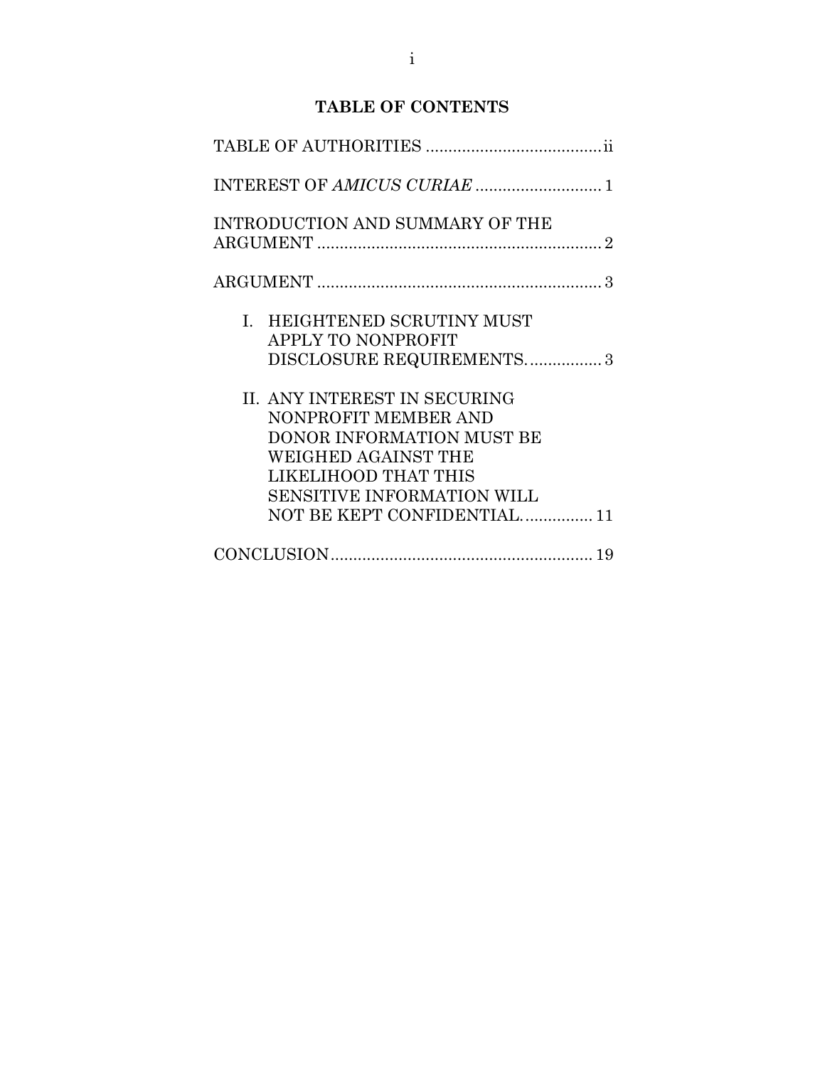# TABLE OF CONTENTS

TABLE OF AUTHORITIES ....................................... ii

INTEREST OF *AMICUS CURIAE* ............................ 1

INTRODUCTION AND SUMMARY OF THE ARGUMENT ............................................................... 2

ARGUMENT ............................................................... 3

I. HEIGHTENED SCRUTINY MUST APPLY TO NONPROFIT DISCLOSURE REQUIREMENTS. ................ 3

II. ANY INTEREST IN SECURING NONPROFIT MEMBER AND DONOR INFORMATION MUST BE WEIGHED AGAINST THE LIKELIHOOD THAT THIS SENSITIVE INFORMATION WILL NOT BE KEPT CONFIDENTIAL. ............... 11

CONCLUSION .......................................................... 19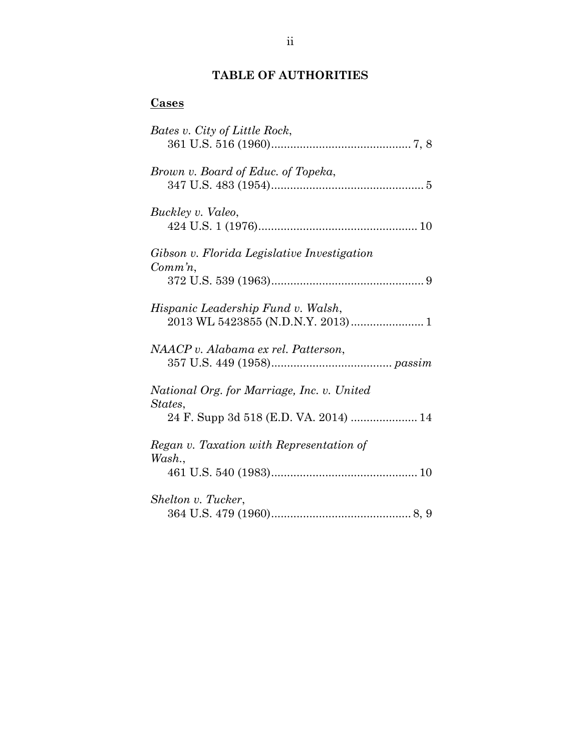## TABLE OF AUTHORITIES

**Cases**

*Bates v. City of Little Rock*,
361 U.S. 516 (1960)............................................ 7, 8

*Brown v. Board of Educ. of Topeka*,
347 U.S. 483 (1954)................................................ 5

*Buckley v. Valeo*,
424 U.S. 1 (1976).................................................. 10

*Gibson v. Florida Legislative Investigation Comm'n*,
372 U.S. 539 (1963)................................................ 9

*Hispanic Leadership Fund v. Walsh*,
2013 WL 5423855 (N.D.N.Y. 2013)....................... 1

*NAACP v. Alabama ex rel. Patterson*,
357 U.S. 449 (1958)...................................... *passim*

*National Org. for Marriage, Inc. v. United States*,
24 F. Supp 3d 518 (E.D. VA. 2014) ..................... 14

*Regan v. Taxation with Representation of Wash.*,
461 U.S. 540 (1983).............................................. 10

*Shelton v. Tucker*,
364 U.S. 479 (1960)............................................ 8, 9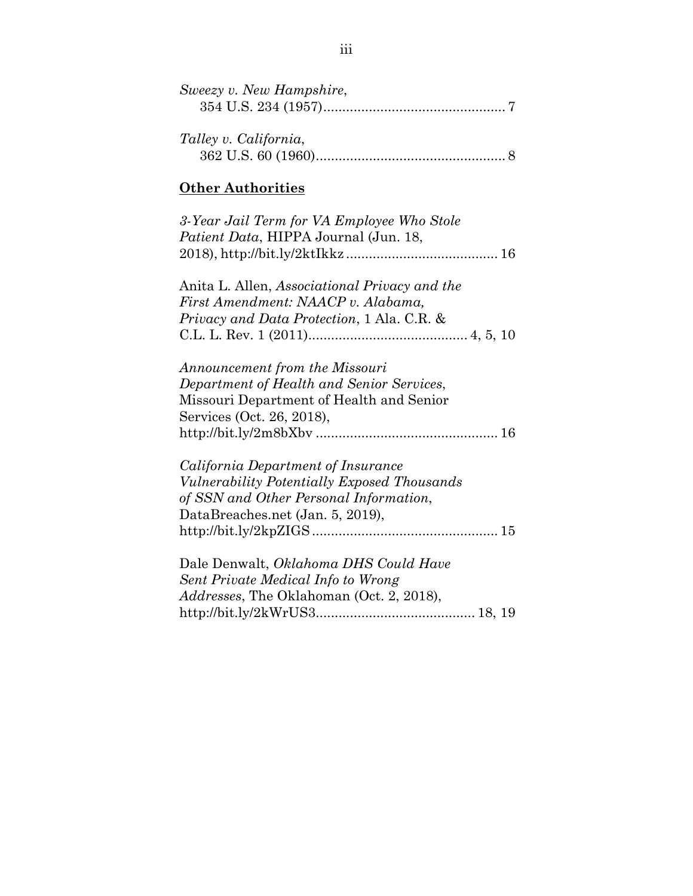*Sweezy v. New Hampshire*,
354 U.S. 234 (1957)................................................ 7

*Talley v. California*,
362 U.S. 60 (1960).................................................. 8

**Other Authorities**

*3-Year Jail Term for VA Employee Who Stole Patient Data*, HIPPA Journal (Jun. 18, 2018), http://bit.ly/2ktIkkz ....................................... 16

Anita L. Allen, *Associational Privacy and the First Amendment: NAACP v. Alabama, Privacy and Data Protection*, 1 Ala. C.R. & C.L. L. Rev. 1 (2011)......................................... 4, 5, 10

*Announcement from the Missouri Department of Health and Senior Services*, Missouri Department of Health and Senior Services (Oct. 26, 2018), http://bit.ly/2m8bXbv ............................................... 16

*California Department of Insurance Vulnerability Potentially Exposed Thousands of SSN and Other Personal Information*, DataBreaches.net (Jan. 5, 2019), http://bit.ly/2kpZIGS ................................................ 15

Dale Denwalt, *Oklahoma DHS Could Have Sent Private Medical Info to Wrong Addresses*, The Oklahoman (Oct. 2, 2018), http://bit.ly/2kWrUS3......................................... 18, 19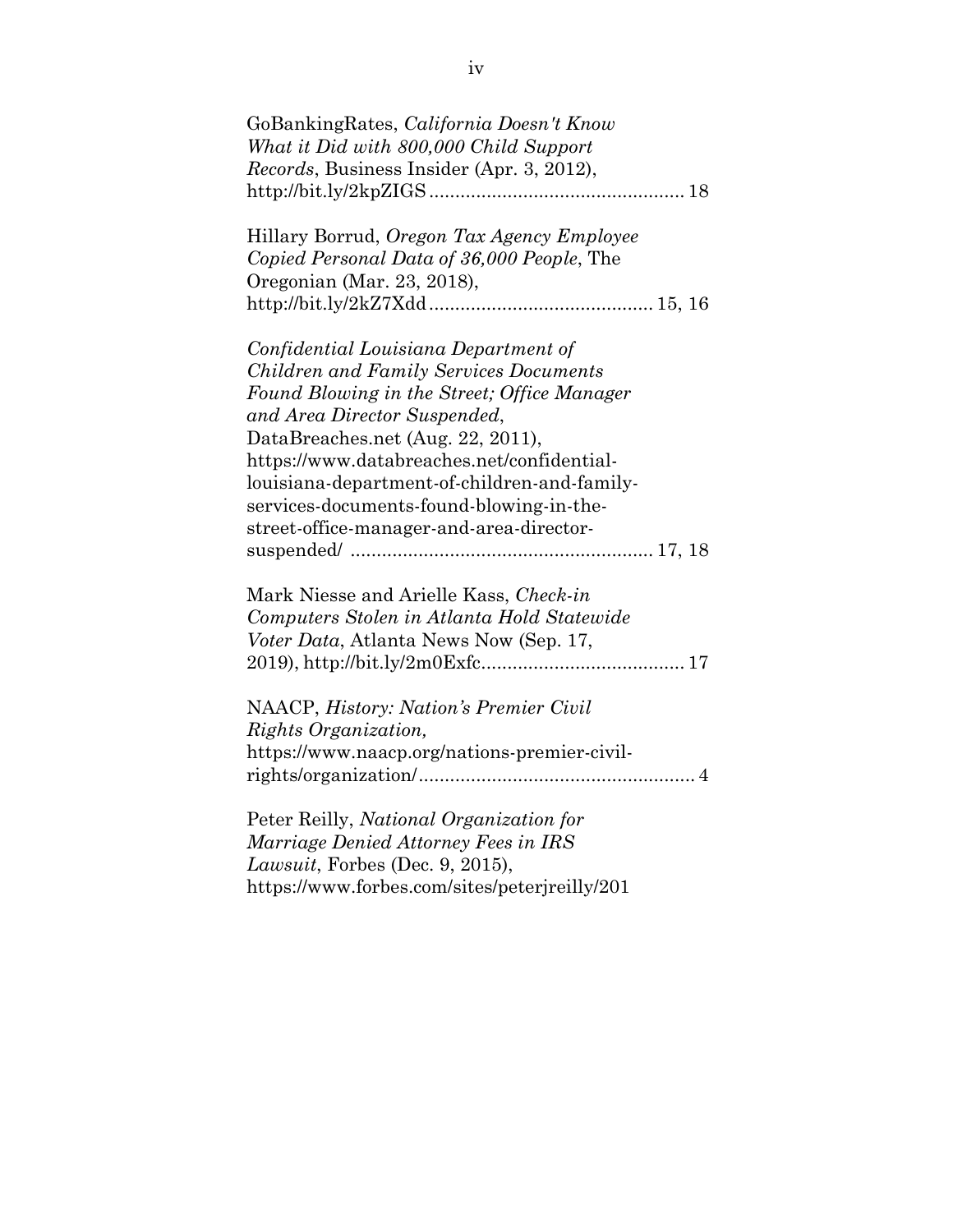GoBankingRates, *California Doesn't Know What it Did with 800,000 Child Support Records*, Business Insider (Apr. 3, 2012), http://bit.ly/2kpZIGS ................................................ 18

Hillary Borrud, *Oregon Tax Agency Employee Copied Personal Data of 36,000 People*, The Oregonian (Mar. 23, 2018), http://bit.ly/2kZ7Xdd .......................................... 15, 16

*Confidential Louisiana Department of Children and Family Services Documents Found Blowing in the Street; Office Manager and Area Director Suspended*, DataBreaches.net (Aug. 22, 2011), https://www.databreaches.net/confidential-louisiana-department-of-children-and-family-services-documents-found-blowing-in-the-street-office-manager-and-area-director-suspended/ ......................................................... 17, 18

Mark Niesse and Arielle Kass, *Check-in Computers Stolen in Atlanta Hold Statewide Voter Data*, Atlanta News Now (Sep. 17, 2019), http://bit.ly/2m0Exfc....................................... 17

NAACP, *History: Nation's Premier Civil Rights Organization,* https://www.naacp.org/nations-premier-civil-rights/organization/.................................................... 4

Peter Reilly, *National Organization for Marriage Denied Attorney Fees in IRS Lawsuit*, Forbes (Dec. 9, 2015), https://www.forbes.com/sites/peterjreilly/201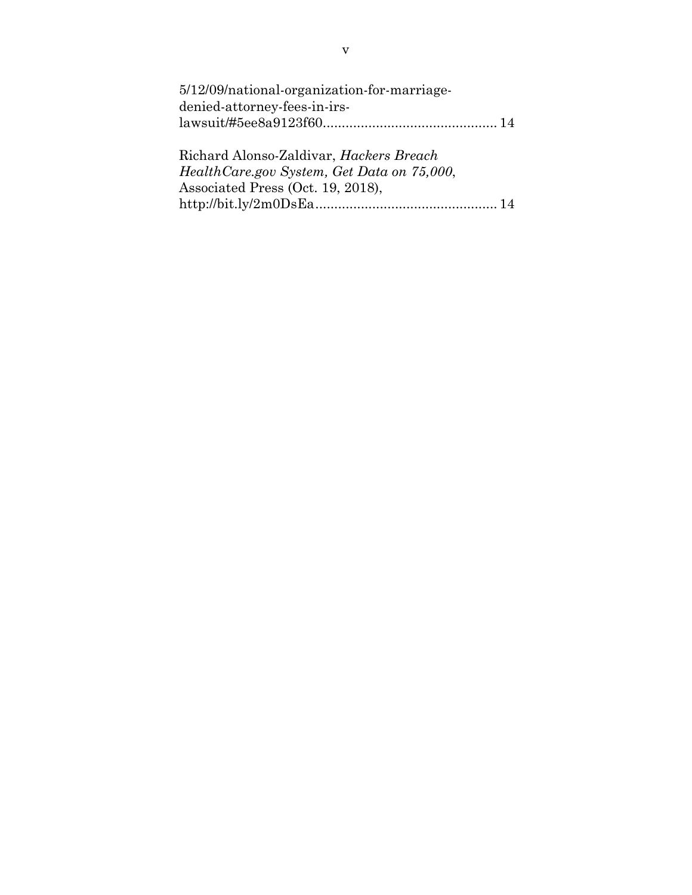5/12/09/national-organization-for-marriage-denied-attorney-fees-in-irs-lawsuit/#5ee8a9123f60............................................. 14

Richard Alonso-Zaldivar, *Hackers Breach HealthCare.gov System, Get Data on 75,000*, Associated Press (Oct. 19, 2018), http://bit.ly/2m0DsEa................................................ 14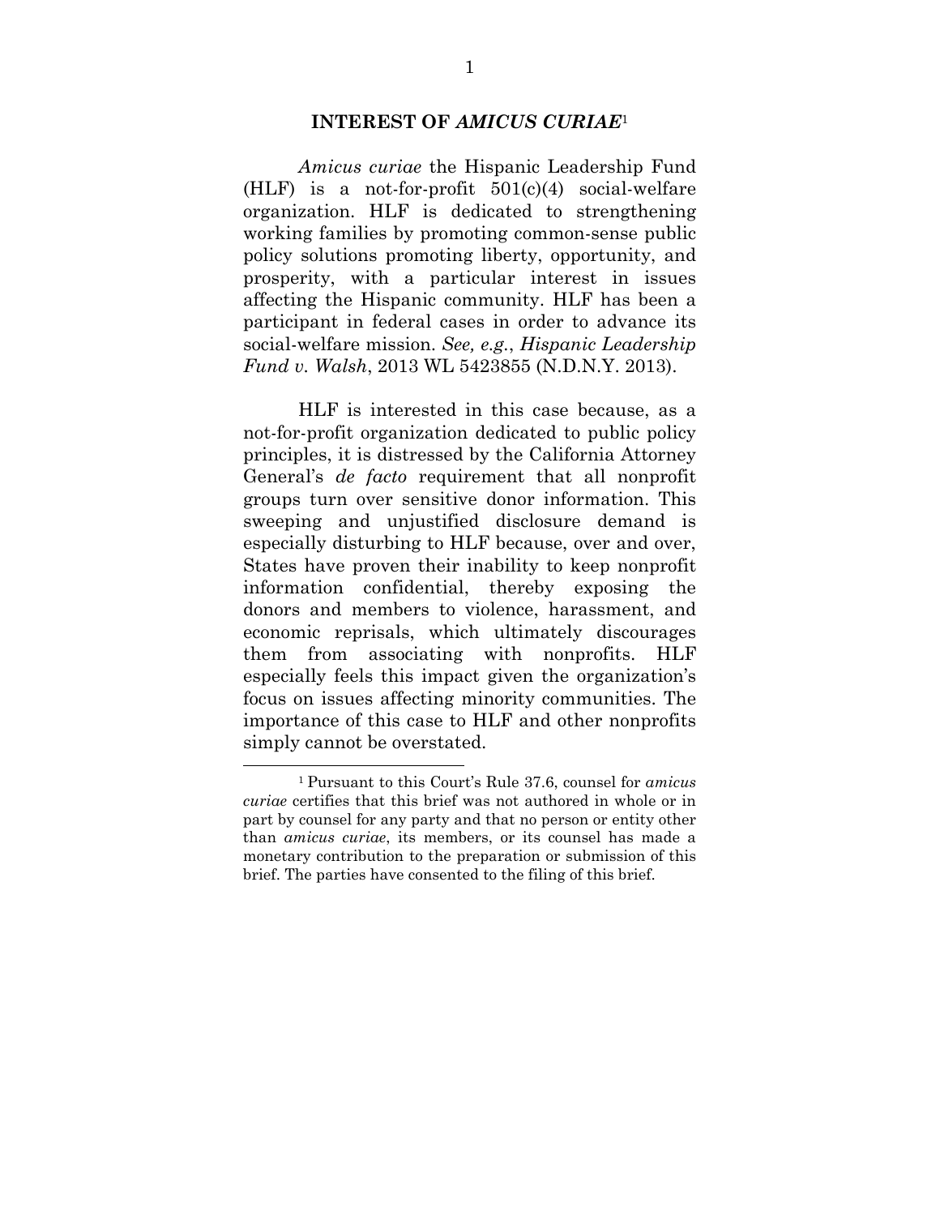## INTEREST OF *AMICUS CURIAE*[1]

*Amicus curiae* the Hispanic Leadership Fund (HLF) is a not-for-profit 501(c)(4) social-welfare organization. HLF is dedicated to strengthening working families by promoting common-sense public policy solutions promoting liberty, opportunity, and prosperity, with a particular interest in issues affecting the Hispanic community. HLF has been a participant in federal cases in order to advance its social-welfare mission. *See, e.g.*, *Hispanic Leadership Fund v. Walsh*, 2013 WL 5423855 (N.D.N.Y. 2013).

HLF is interested in this case because, as a not-for-profit organization dedicated to public policy principles, it is distressed by the California Attorney General's *de facto* requirement that all nonprofit groups turn over sensitive donor information. This sweeping and unjustified disclosure demand is especially disturbing to HLF because, over and over, States have proven their inability to keep nonprofit information confidential, thereby exposing the donors and members to violence, harassment, and economic reprisals, which ultimately discourages them from associating with nonprofits. HLF especially feels this impact given the organization's focus on issues affecting minority communities. The importance of this case to HLF and other nonprofits simply cannot be overstated.

---

[1] Pursuant to this Court's Rule 37.6, counsel for *amicus curiae* certifies that this brief was not authored in whole or in part by counsel for any party and that no person or entity other than *amicus curiae*, its members, or its counsel has made a monetary contribution to the preparation or submission of this brief. The parties have consented to the filing of this brief.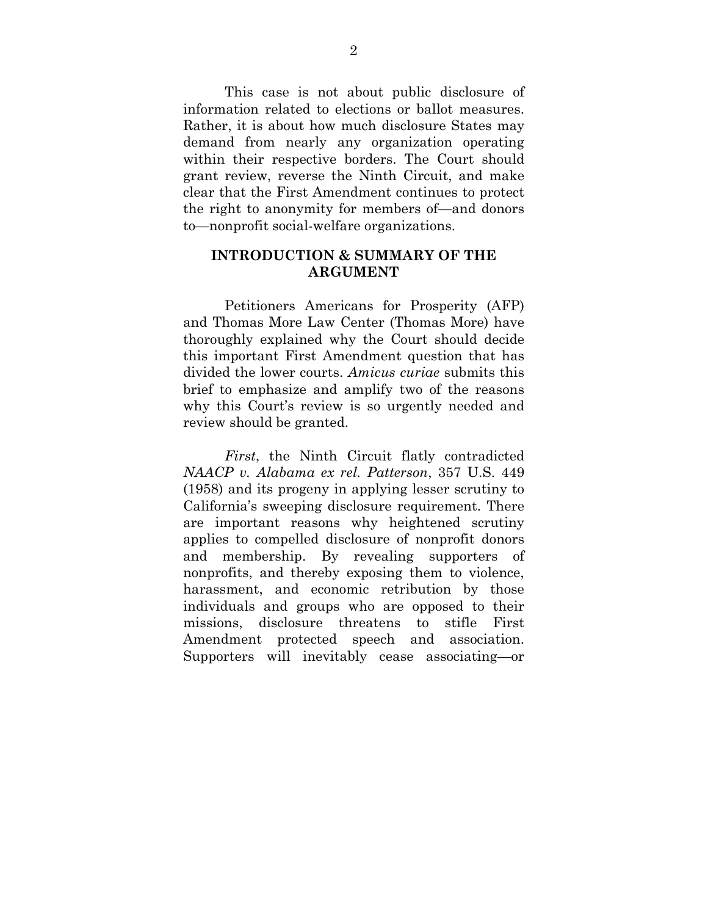This case is not about public disclosure of information related to elections or ballot measures. Rather, it is about how much disclosure States may demand from nearly any organization operating within their respective borders. The Court should grant review, reverse the Ninth Circuit, and make clear that the First Amendment continues to protect the right to anonymity for members of—and donors to—nonprofit social-welfare organizations.

## INTRODUCTION & SUMMARY OF THE ARGUMENT

Petitioners Americans for Prosperity (AFP) and Thomas More Law Center (Thomas More) have thoroughly explained why the Court should decide this important First Amendment question that has divided the lower courts. *Amicus curiae* submits this brief to emphasize and amplify two of the reasons why this Court's review is so urgently needed and review should be granted.

*First*, the Ninth Circuit flatly contradicted *NAACP v. Alabama ex rel. Patterson*, 357 U.S. 449 (1958) and its progeny in applying lesser scrutiny to California's sweeping disclosure requirement. There are important reasons why heightened scrutiny applies to compelled disclosure of nonprofit donors and membership. By revealing supporters of nonprofits, and thereby exposing them to violence, harassment, and economic retribution by those individuals and groups who are opposed to their missions, disclosure threatens to stifle First Amendment protected speech and association. Supporters will inevitably cease associating—or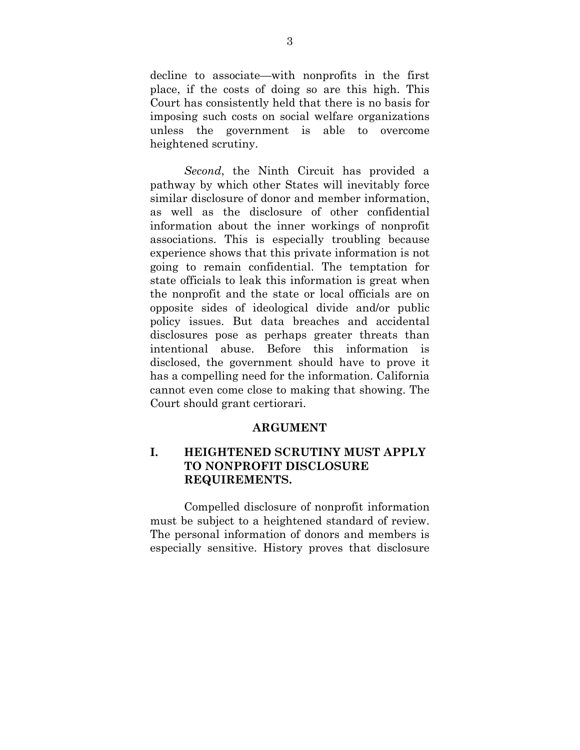decline to associate—with nonprofits in the first place, if the costs of doing so are this high. This Court has consistently held that there is no basis for imposing such costs on social welfare organizations unless the government is able to overcome heightened scrutiny.

*Second*, the Ninth Circuit has provided a pathway by which other States will inevitably force similar disclosure of donor and member information, as well as the disclosure of other confidential information about the inner workings of nonprofit associations. This is especially troubling because experience shows that this private information is not going to remain confidential. The temptation for state officials to leak this information is great when the nonprofit and the state or local officials are on opposite sides of ideological divide and/or public policy issues. But data breaches and accidental disclosures pose as perhaps greater threats than intentional abuse. Before this information is disclosed, the government should have to prove it has a compelling need for the information. California cannot even come close to making that showing. The Court should grant certiorari.

## ARGUMENT

### I. HEIGHTENED SCRUTINY MUST APPLY TO NONPROFIT DISCLOSURE REQUIREMENTS.

Compelled disclosure of nonprofit information must be subject to a heightened standard of review. The personal information of donors and members is especially sensitive. History proves that disclosure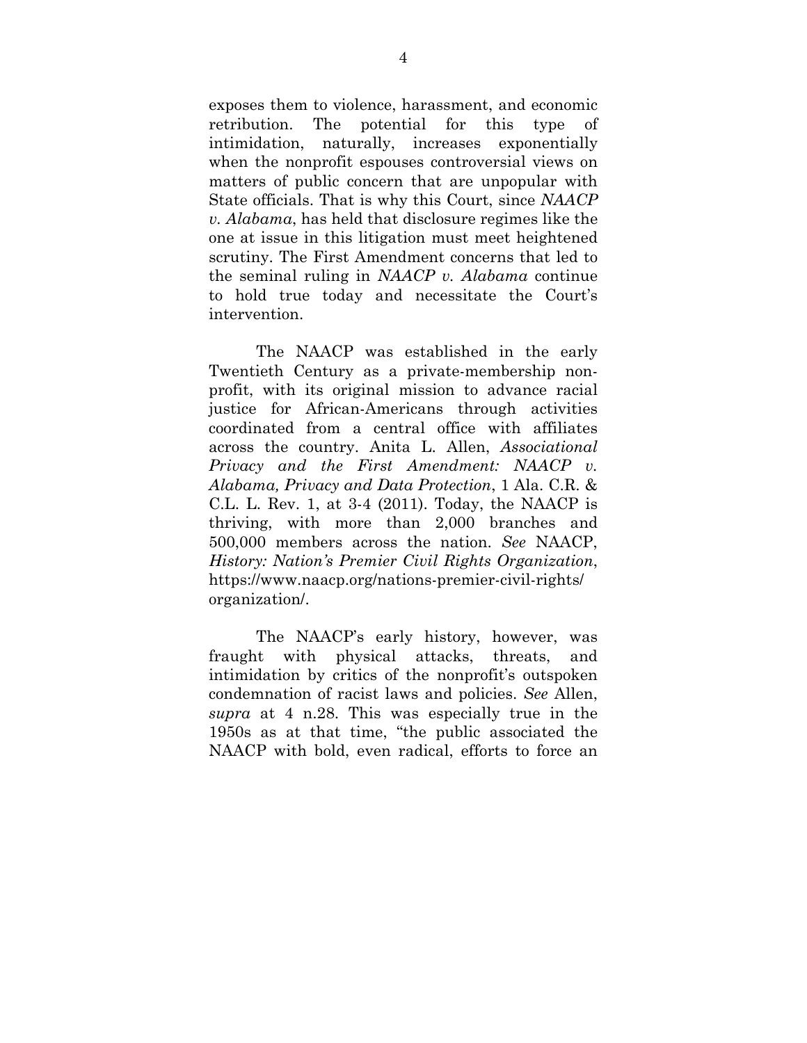exposes them to violence, harassment, and economic retribution. The potential for this type of intimidation, naturally, increases exponentially when the nonprofit espouses controversial views on matters of public concern that are unpopular with State officials. That is why this Court, since *NAACP v. Alabama*, has held that disclosure regimes like the one at issue in this litigation must meet heightened scrutiny. The First Amendment concerns that led to the seminal ruling in *NAACP v. Alabama* continue to hold true today and necessitate the Court's intervention.

The NAACP was established in the early Twentieth Century as a private-membership non-profit, with its original mission to advance racial justice for African-Americans through activities coordinated from a central office with affiliates across the country. Anita L. Allen, *Associational Privacy and the First Amendment: NAACP v. Alabama, Privacy and Data Protection*, 1 Ala. C.R. & C.L. L. Rev. 1, at 3-4 (2011). Today, the NAACP is thriving, with more than 2,000 branches and 500,000 members across the nation. *See* NAACP, *History: Nation's Premier Civil Rights Organization*, https://www.naacp.org/nations-premier-civil-rights/organization/.

The NAACP's early history, however, was fraught with physical attacks, threats, and intimidation by critics of the nonprofit's outspoken condemnation of racist laws and policies. *See* Allen, *supra* at 4 n.28. This was especially true in the 1950s as at that time, "the public associated the NAACP with bold, even radical, efforts to force an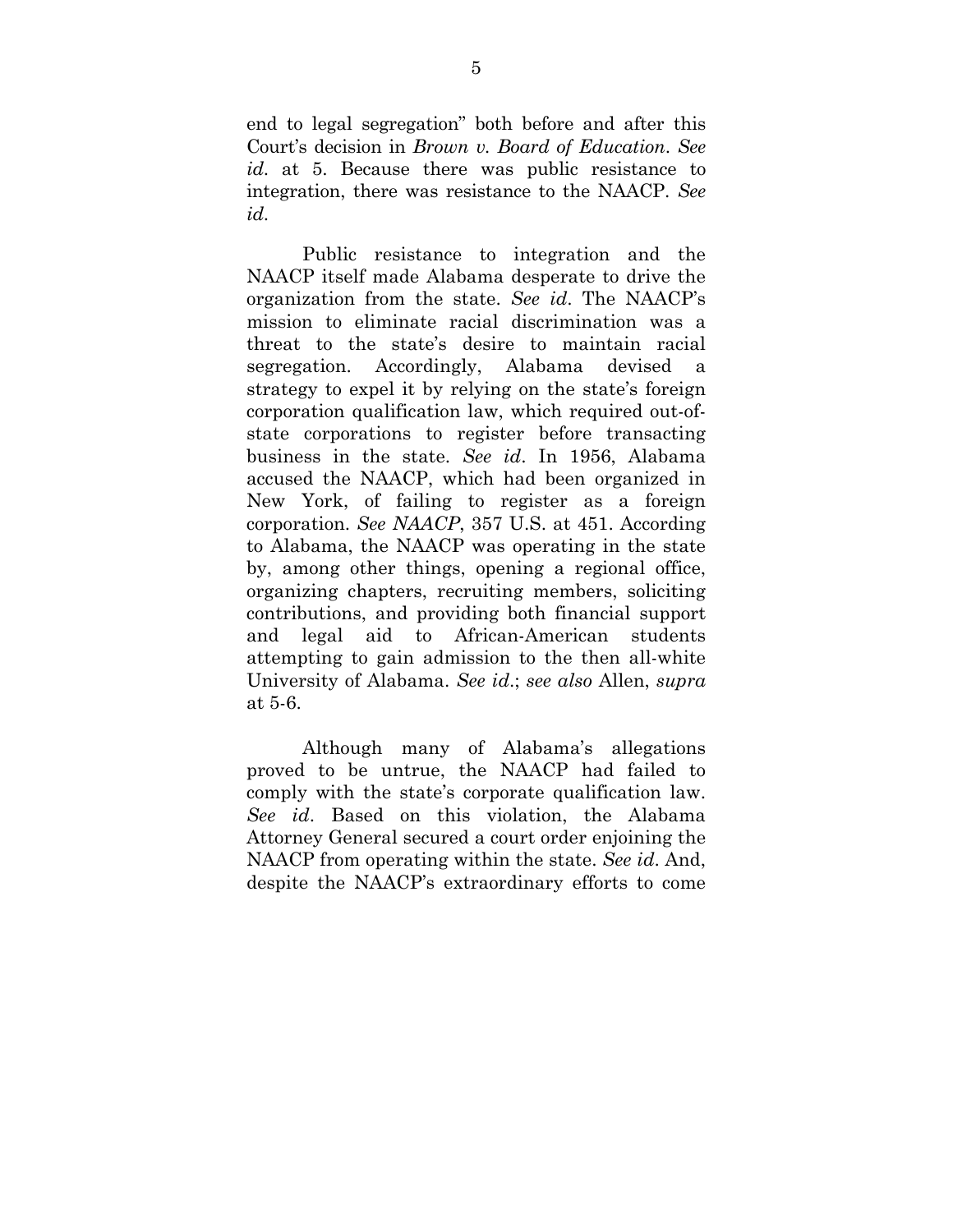end to legal segregation" both before and after this Court's decision in *Brown v. Board of Education*. *See id*. at 5. Because there was public resistance to integration, there was resistance to the NAACP. *See id*.

Public resistance to integration and the NAACP itself made Alabama desperate to drive the organization from the state. *See id*. The NAACP's mission to eliminate racial discrimination was a threat to the state's desire to maintain racial segregation. Accordingly, Alabama devised a strategy to expel it by relying on the state's foreign corporation qualification law, which required out-of-state corporations to register before transacting business in the state. *See id*. In 1956, Alabama accused the NAACP, which had been organized in New York, of failing to register as a foreign corporation. *See NAACP*, 357 U.S. at 451. According to Alabama, the NAACP was operating in the state by, among other things, opening a regional office, organizing chapters, recruiting members, soliciting contributions, and providing both financial support and legal aid to African-American students attempting to gain admission to the then all-white University of Alabama. *See id*.; *see also* Allen, *supra* at 5-6.

Although many of Alabama's allegations proved to be untrue, the NAACP had failed to comply with the state's corporate qualification law. *See id*. Based on this violation, the Alabama Attorney General secured a court order enjoining the NAACP from operating within the state. *See id*. And, despite the NAACP's extraordinary efforts to come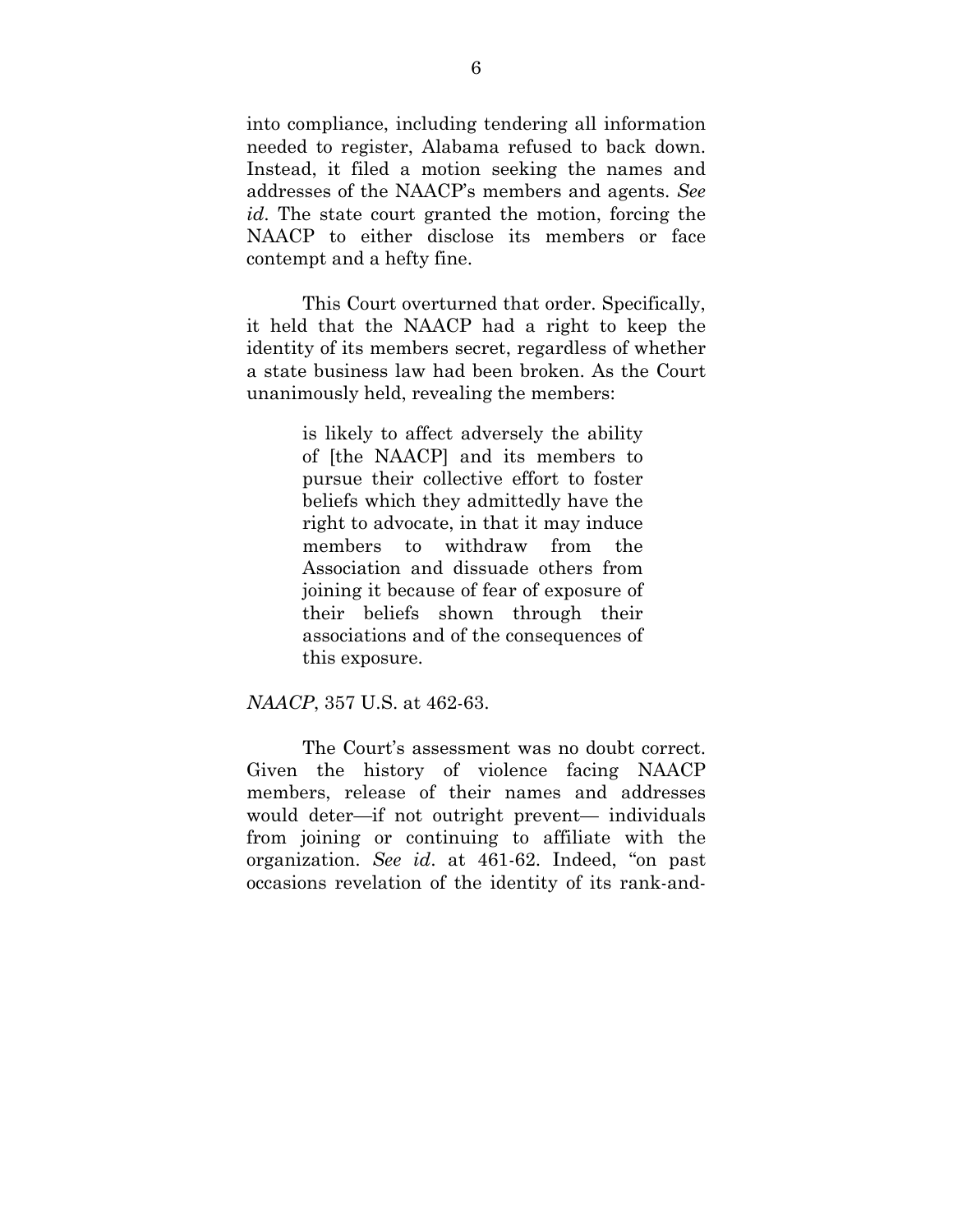into compliance, including tendering all information needed to register, Alabama refused to back down. Instead, it filed a motion seeking the names and addresses of the NAACP's members and agents. *See id*. The state court granted the motion, forcing the NAACP to either disclose its members or face contempt and a hefty fine.

This Court overturned that order. Specifically, it held that the NAACP had a right to keep the identity of its members secret, regardless of whether a state business law had been broken. As the Court unanimously held, revealing the members:

> is likely to affect adversely the ability of [the NAACP] and its members to pursue their collective effort to foster beliefs which they admittedly have the right to advocate, in that it may induce members to withdraw from the Association and dissuade others from joining it because of fear of exposure of their beliefs shown through their associations and of the consequences of this exposure.

*NAACP*, 357 U.S. at 462-63.

The Court's assessment was no doubt correct. Given the history of violence facing NAACP members, release of their names and addresses would deter—if not outright prevent— individuals from joining or continuing to affiliate with the organization. *See id*. at 461-62. Indeed, "on past occasions revelation of the identity of its rank-and-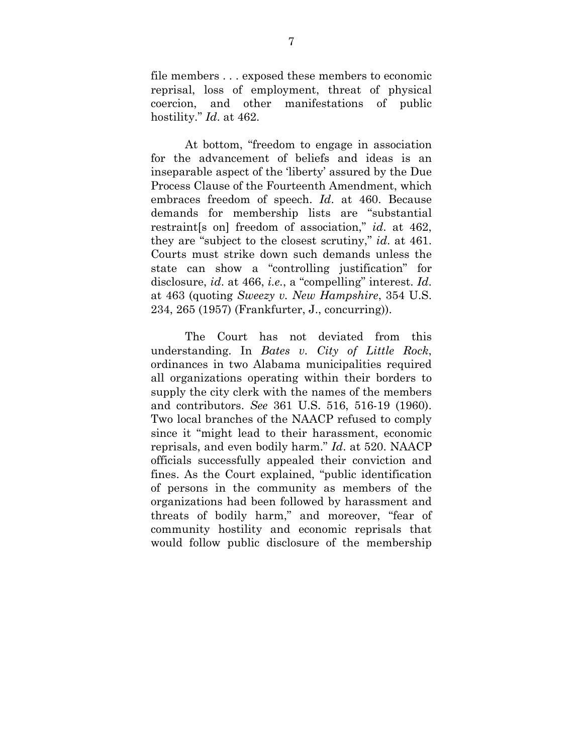file members . . . exposed these members to economic reprisal, loss of employment, threat of physical coercion, and other manifestations of public hostility." *Id*. at 462.

At bottom, "freedom to engage in association for the advancement of beliefs and ideas is an inseparable aspect of the 'liberty' assured by the Due Process Clause of the Fourteenth Amendment, which embraces freedom of speech. *Id*. at 460. Because demands for membership lists are "substantial restraint[s on] freedom of association," *id*. at 462, they are "subject to the closest scrutiny," *id*. at 461. Courts must strike down such demands unless the state can show a "controlling justification" for disclosure, *id*. at 466, *i.e.*, a "compelling" interest. *Id*. at 463 (quoting *Sweezy v. New Hampshire*, 354 U.S. 234, 265 (1957) (Frankfurter, J., concurring)).

The Court has not deviated from this understanding. In *Bates v. City of Little Rock*, ordinances in two Alabama municipalities required all organizations operating within their borders to supply the city clerk with the names of the members and contributors. *See* 361 U.S. 516, 516-19 (1960). Two local branches of the NAACP refused to comply since it "might lead to their harassment, economic reprisals, and even bodily harm." *Id*. at 520. NAACP officials successfully appealed their conviction and fines. As the Court explained, "public identification of persons in the community as members of the organizations had been followed by harassment and threats of bodily harm," and moreover, "fear of community hostility and economic reprisals that would follow public disclosure of the membership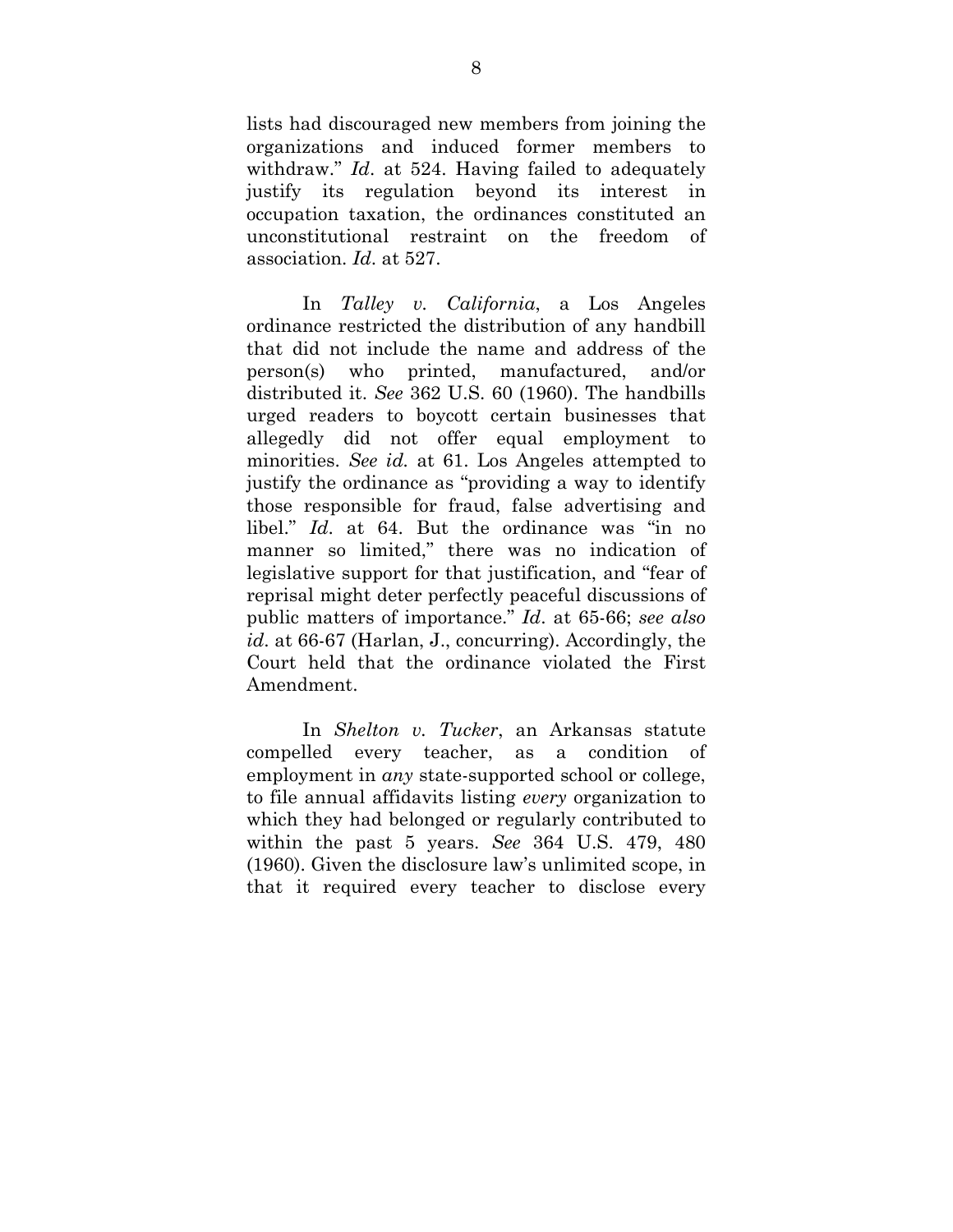lists had discouraged new members from joining the organizations and induced former members to withdraw." *Id*. at 524. Having failed to adequately justify its regulation beyond its interest in occupation taxation, the ordinances constituted an unconstitutional restraint on the freedom of association. *Id*. at 527.

In *Talley v. California*, a Los Angeles ordinance restricted the distribution of any handbill that did not include the name and address of the person(s) who printed, manufactured, and/or distributed it. *See* 362 U.S. 60 (1960). The handbills urged readers to boycott certain businesses that allegedly did not offer equal employment to minorities. *See id.* at 61. Los Angeles attempted to justify the ordinance as "providing a way to identify those responsible for fraud, false advertising and libel." *Id*. at 64. But the ordinance was "in no manner so limited," there was no indication of legislative support for that justification, and "fear of reprisal might deter perfectly peaceful discussions of public matters of importance." *Id*. at 65-66; *see also id*. at 66-67 (Harlan, J., concurring). Accordingly, the Court held that the ordinance violated the First Amendment.

In *Shelton v. Tucker*, an Arkansas statute compelled every teacher, as a condition of employment in *any* state-supported school or college, to file annual affidavits listing *every* organization to which they had belonged or regularly contributed to within the past 5 years. *See* 364 U.S. 479, 480 (1960). Given the disclosure law's unlimited scope, in that it required every teacher to disclose every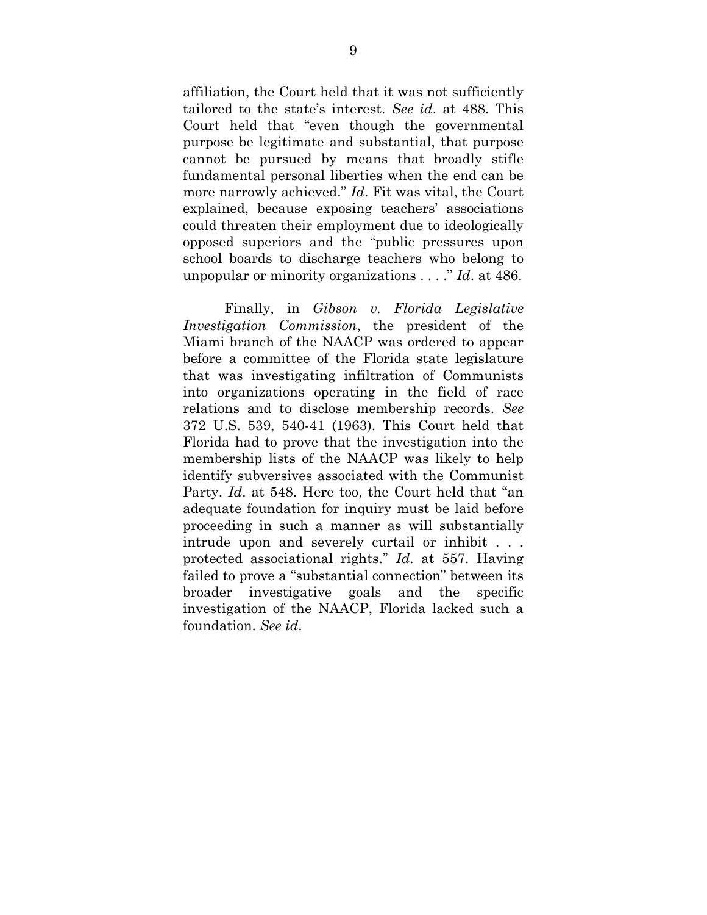affiliation, the Court held that it was not sufficiently tailored to the state's interest. *See id*. at 488. This Court held that "even though the governmental purpose be legitimate and substantial, that purpose cannot be pursued by means that broadly stifle fundamental personal liberties when the end can be more narrowly achieved." *Id*. Fit was vital, the Court explained, because exposing teachers' associations could threaten their employment due to ideologically opposed superiors and the "public pressures upon school boards to discharge teachers who belong to unpopular or minority organizations . . . ." *Id*. at 486.

Finally, in *Gibson v. Florida Legislative Investigation Commission*, the president of the Miami branch of the NAACP was ordered to appear before a committee of the Florida state legislature that was investigating infiltration of Communists into organizations operating in the field of race relations and to disclose membership records. *See* 372 U.S. 539, 540-41 (1963). This Court held that Florida had to prove that the investigation into the membership lists of the NAACP was likely to help identify subversives associated with the Communist Party. *Id*. at 548. Here too, the Court held that "an adequate foundation for inquiry must be laid before proceeding in such a manner as will substantially intrude upon and severely curtail or inhibit . . . protected associational rights." *Id*. at 557. Having failed to prove a "substantial connection" between its broader investigative goals and the specific investigation of the NAACP, Florida lacked such a foundation. *See id*.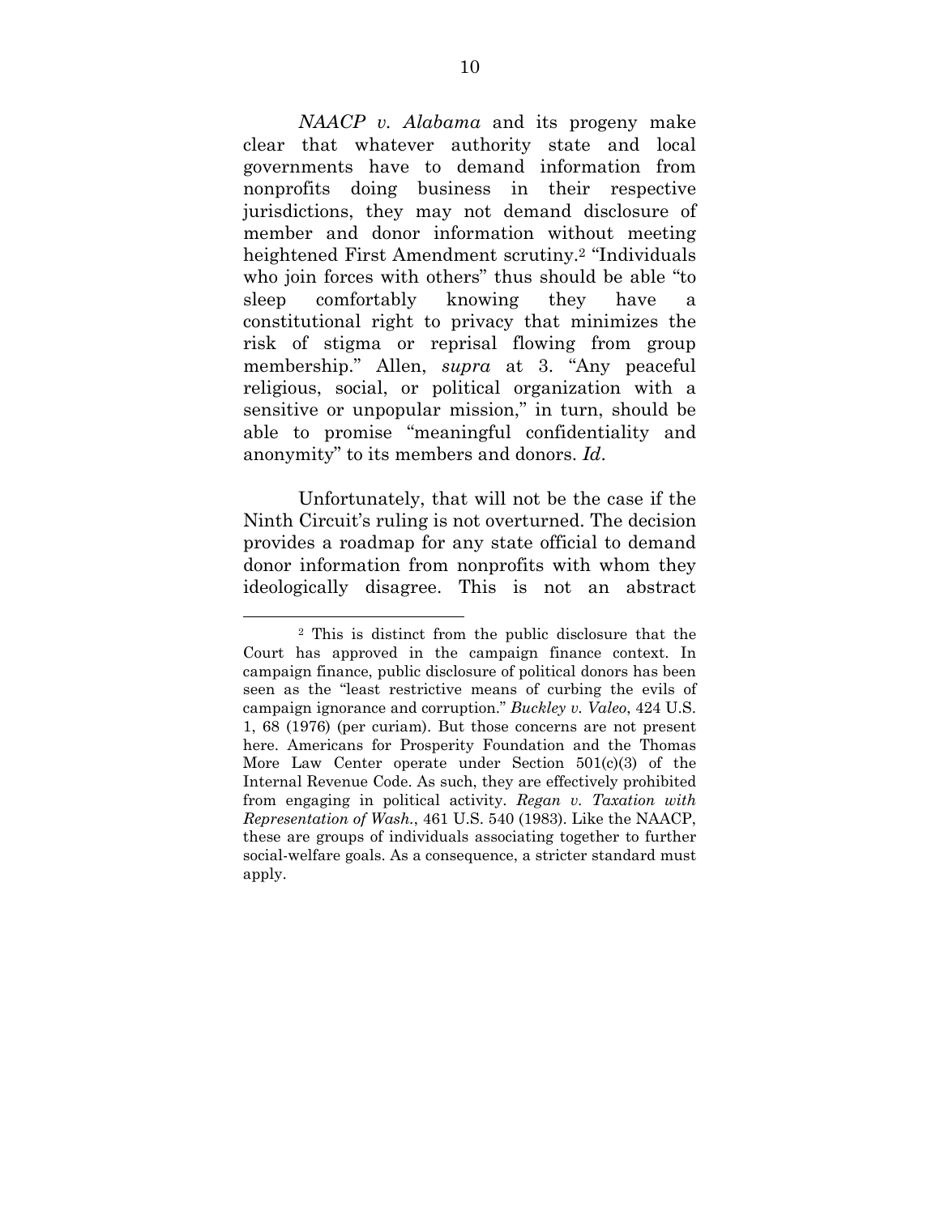*NAACP v. Alabama* and its progeny make clear that whatever authority state and local governments have to demand information from nonprofits doing business in their respective jurisdictions, they may not demand disclosure of member and donor information without meeting heightened First Amendment scrutiny.[2] "Individuals who join forces with others" thus should be able "to sleep comfortably knowing they have a constitutional right to privacy that minimizes the risk of stigma or reprisal flowing from group membership." Allen, *supra* at 3. "Any peaceful religious, social, or political organization with a sensitive or unpopular mission," in turn, should be able to promise "meaningful confidentiality and anonymity" to its members and donors. *Id*.

Unfortunately, that will not be the case if the Ninth Circuit's ruling is not overturned. The decision provides a roadmap for any state official to demand donor information from nonprofits with whom they ideologically disagree. This is not an abstract

---

[2] This is distinct from the public disclosure that the Court has approved in the campaign finance context. In campaign finance, public disclosure of political donors has been seen as the "least restrictive means of curbing the evils of campaign ignorance and corruption." *Buckley v. Valeo*, 424 U.S. 1, 68 (1976) (per curiam). But those concerns are not present here. Americans for Prosperity Foundation and the Thomas More Law Center operate under Section 501(c)(3) of the Internal Revenue Code. As such, they are effectively prohibited from engaging in political activity. *Regan v. Taxation with Representation of Wash.*, 461 U.S. 540 (1983). Like the NAACP, these are groups of individuals associating together to further social-welfare goals. As a consequence, a stricter standard must apply.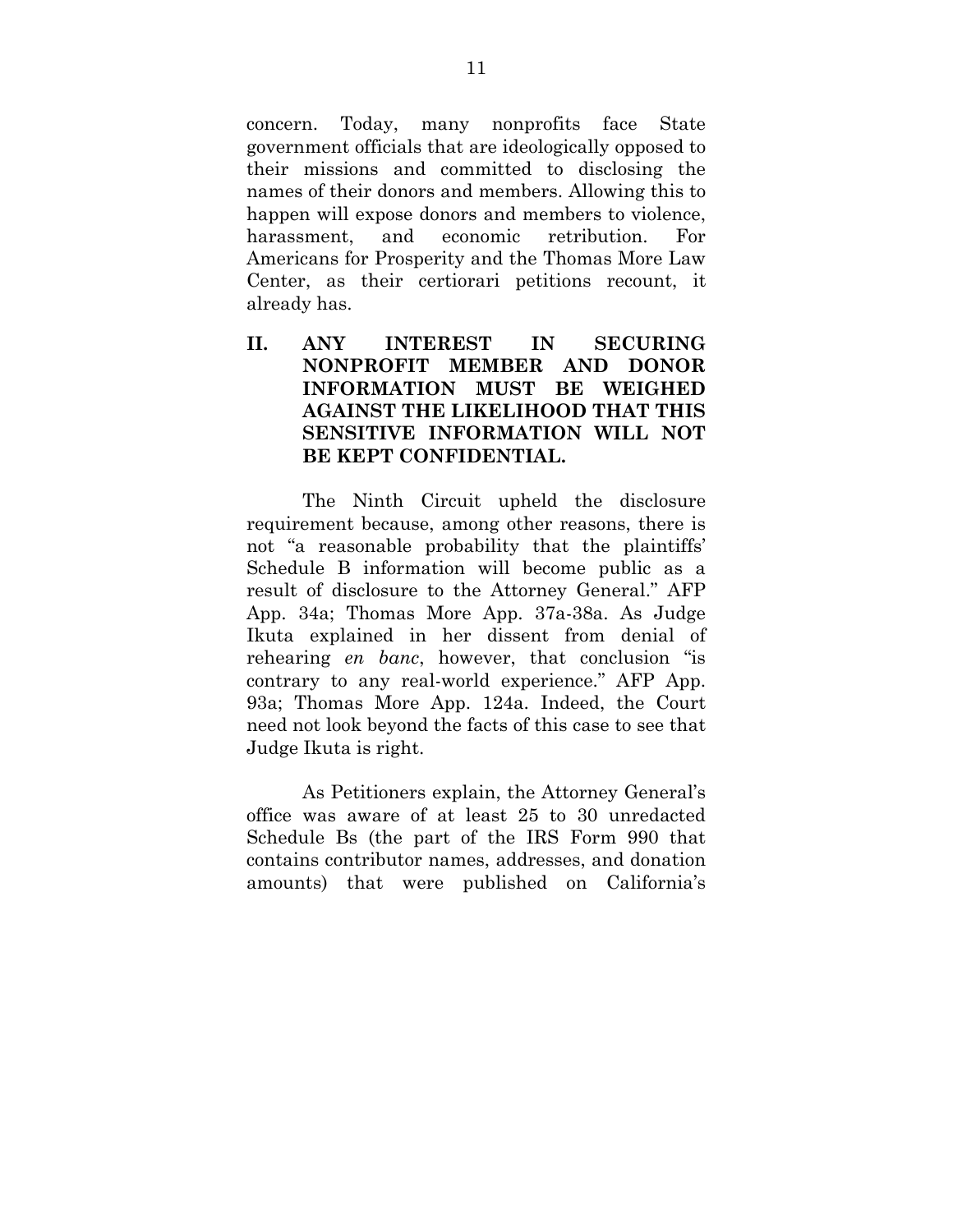concern. Today, many nonprofits face State government officials that are ideologically opposed to their missions and committed to disclosing the names of their donors and members. Allowing this to happen will expose donors and members to violence, harassment, and economic retribution. For Americans for Prosperity and the Thomas More Law Center, as their certiorari petitions recount, it already has.

## II. ANY INTEREST IN SECURING NONPROFIT MEMBER AND DONOR INFORMATION MUST BE WEIGHED AGAINST THE LIKELIHOOD THAT THIS SENSITIVE INFORMATION WILL NOT BE KEPT CONFIDENTIAL.

The Ninth Circuit upheld the disclosure requirement because, among other reasons, there is not "a reasonable probability that the plaintiffs' Schedule B information will become public as a result of disclosure to the Attorney General." AFP App. 34a; Thomas More App. 37a-38a. As Judge Ikuta explained in her dissent from denial of rehearing *en banc*, however, that conclusion "is contrary to any real-world experience." AFP App. 93a; Thomas More App. 124a. Indeed, the Court need not look beyond the facts of this case to see that Judge Ikuta is right.

As Petitioners explain, the Attorney General's office was aware of at least 25 to 30 unredacted Schedule Bs (the part of the IRS Form 990 that contains contributor names, addresses, and donation amounts) that were published on California's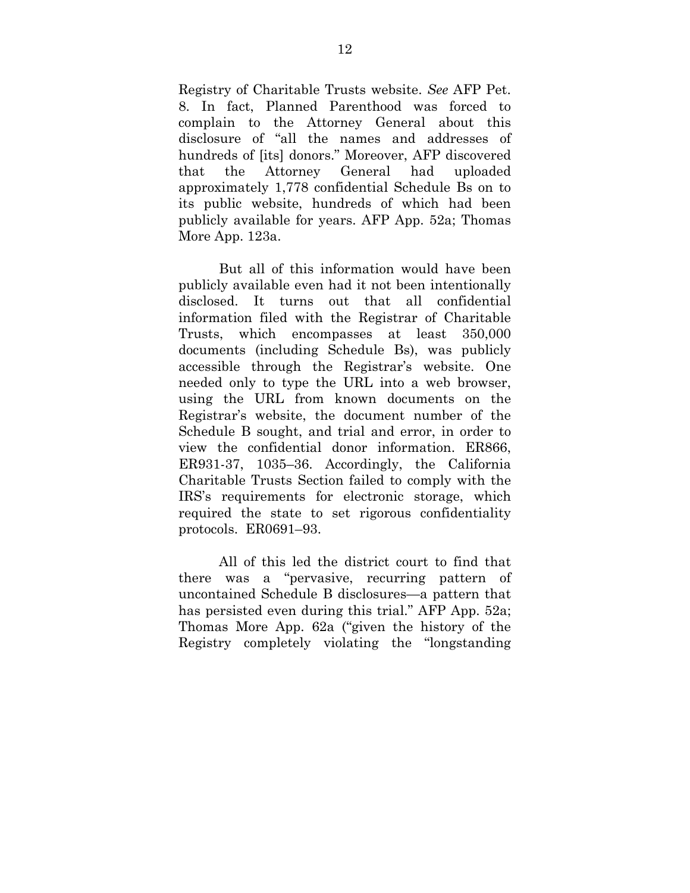Registry of Charitable Trusts website. *See* AFP Pet. 8. In fact, Planned Parenthood was forced to complain to the Attorney General about this disclosure of "all the names and addresses of hundreds of [its] donors." Moreover, AFP discovered that the Attorney General had uploaded approximately 1,778 confidential Schedule Bs on to its public website, hundreds of which had been publicly available for years. AFP App. 52a; Thomas More App. 123a.

But all of this information would have been publicly available even had it not been intentionally disclosed. It turns out that all confidential information filed with the Registrar of Charitable Trusts, which encompasses at least 350,000 documents (including Schedule Bs), was publicly accessible through the Registrar's website. One needed only to type the URL into a web browser, using the URL from known documents on the Registrar's website, the document number of the Schedule B sought, and trial and error, in order to view the confidential donor information. ER866, ER931-37, 1035–36. Accordingly, the California Charitable Trusts Section failed to comply with the IRS's requirements for electronic storage, which required the state to set rigorous confidentiality protocols. ER0691–93.

All of this led the district court to find that there was a "pervasive, recurring pattern of uncontained Schedule B disclosures—a pattern that has persisted even during this trial." AFP App. 52a; Thomas More App. 62a ("given the history of the Registry completely violating the "longstanding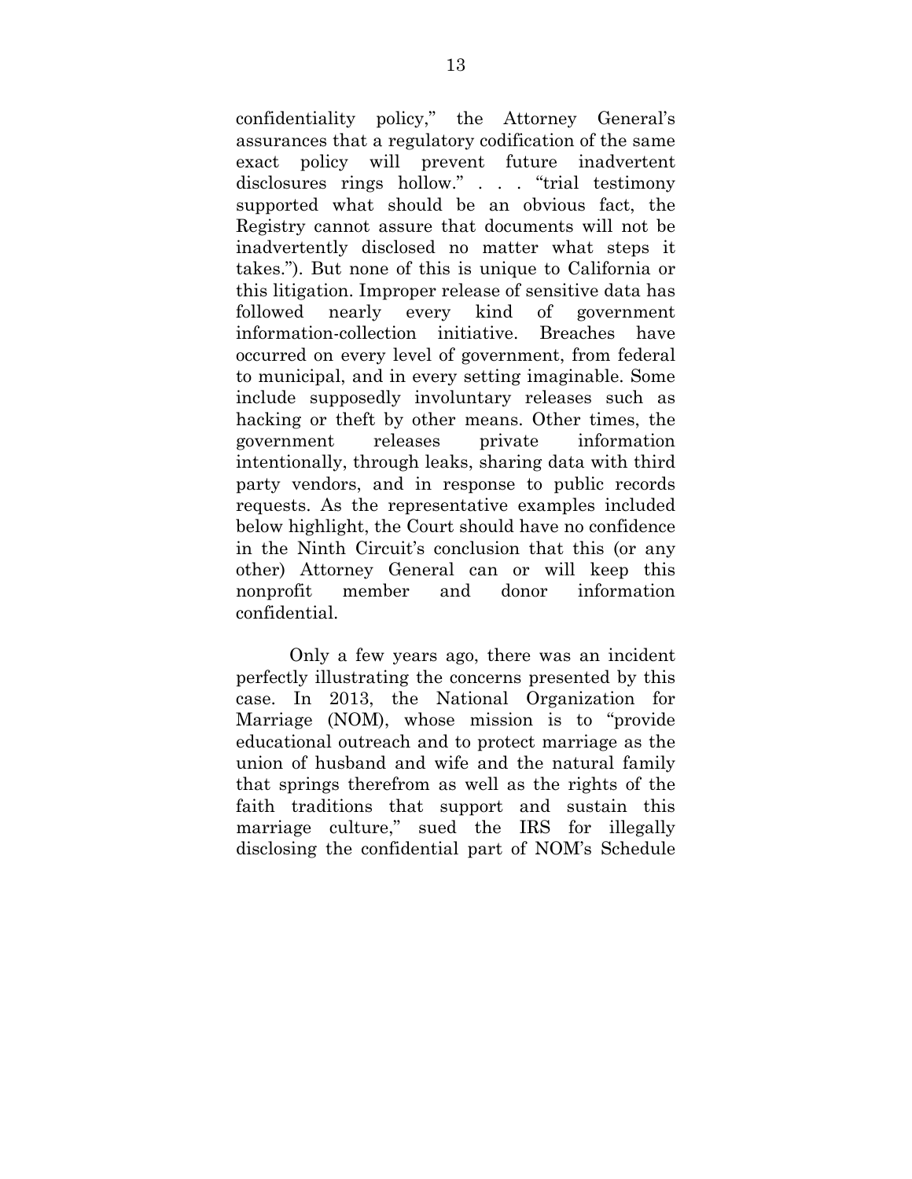confidentiality policy," the Attorney General's assurances that a regulatory codification of the same exact policy will prevent future inadvertent disclosures rings hollow." . . . "trial testimony supported what should be an obvious fact, the Registry cannot assure that documents will not be inadvertently disclosed no matter what steps it takes."). But none of this is unique to California or this litigation. Improper release of sensitive data has followed nearly every kind of government information-collection initiative. Breaches have occurred on every level of government, from federal to municipal, and in every setting imaginable. Some include supposedly involuntary releases such as hacking or theft by other means. Other times, the government releases private information intentionally, through leaks, sharing data with third party vendors, and in response to public records requests. As the representative examples included below highlight, the Court should have no confidence in the Ninth Circuit's conclusion that this (or any other) Attorney General can or will keep this nonprofit member and donor information confidential.

Only a few years ago, there was an incident perfectly illustrating the concerns presented by this case. In 2013, the National Organization for Marriage (NOM), whose mission is to "provide educational outreach and to protect marriage as the union of husband and wife and the natural family that springs therefrom as well as the rights of the faith traditions that support and sustain this marriage culture," sued the IRS for illegally disclosing the confidential part of NOM's Schedule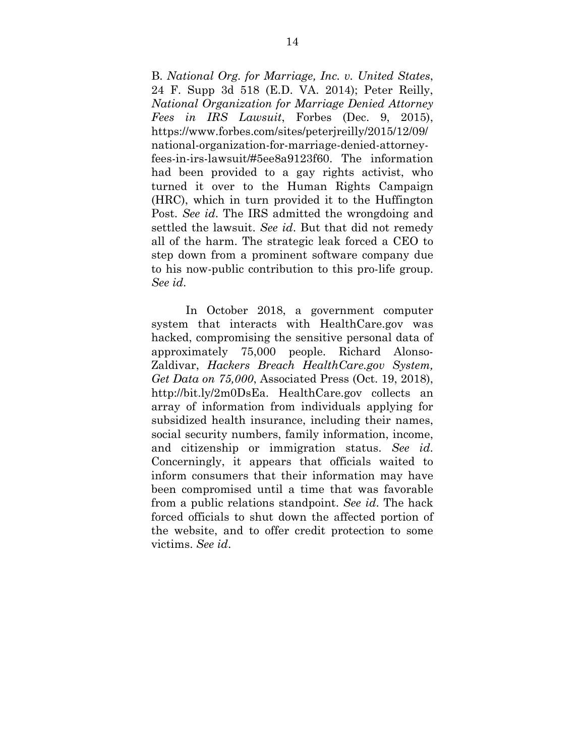B. *National Org. for Marriage, Inc. v. United States*, 24 F. Supp 3d 518 (E.D. VA. 2014); Peter Reilly, *National Organization for Marriage Denied Attorney Fees in IRS Lawsuit*, Forbes (Dec. 9, 2015), https://www.forbes.com/sites/peterjreilly/2015/12/09/national-organization-for-marriage-denied-attorney-fees-in-irs-lawsuit/#5ee8a9123f60. The information had been provided to a gay rights activist, who turned it over to the Human Rights Campaign (HRC), which in turn provided it to the Huffington Post. *See id*. The IRS admitted the wrongdoing and settled the lawsuit. *See id*. But that did not remedy all of the harm. The strategic leak forced a CEO to step down from a prominent software company due to his now-public contribution to this pro-life group. *See id*.

In October 2018, a government computer system that interacts with HealthCare.gov was hacked, compromising the sensitive personal data of approximately 75,000 people. Richard Alonso-Zaldivar, *Hackers Breach HealthCare.gov System, Get Data on 75,000*, Associated Press (Oct. 19, 2018), http://bit.ly/2m0DsEa. HealthCare.gov collects an array of information from individuals applying for subsidized health insurance, including their names, social security numbers, family information, income, and citizenship or immigration status. *See id*. Concerningly, it appears that officials waited to inform consumers that their information may have been compromised until a time that was favorable from a public relations standpoint. *See id*. The hack forced officials to shut down the affected portion of the website, and to offer credit protection to some victims. *See id*.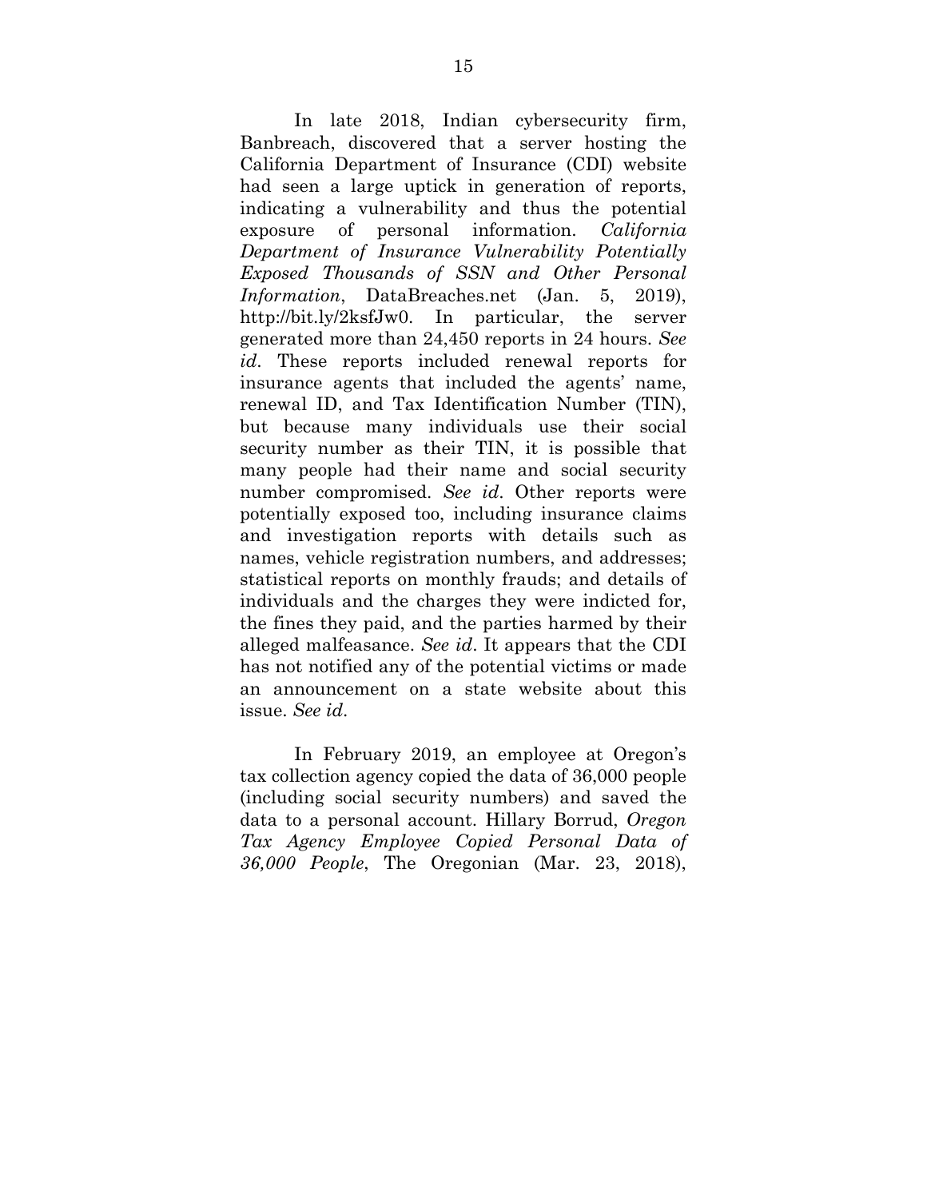In late 2018, Indian cybersecurity firm, Banbreach, discovered that a server hosting the California Department of Insurance (CDI) website had seen a large uptick in generation of reports, indicating a vulnerability and thus the potential exposure of personal information. *California Department of Insurance Vulnerability Potentially Exposed Thousands of SSN and Other Personal Information*, DataBreaches.net (Jan. 5, 2019), http://bit.ly/2ksfJw0. In particular, the server generated more than 24,450 reports in 24 hours. *See id*. These reports included renewal reports for insurance agents that included the agents' name, renewal ID, and Tax Identification Number (TIN), but because many individuals use their social security number as their TIN, it is possible that many people had their name and social security number compromised. *See id*. Other reports were potentially exposed too, including insurance claims and investigation reports with details such as names, vehicle registration numbers, and addresses; statistical reports on monthly frauds; and details of individuals and the charges they were indicted for, the fines they paid, and the parties harmed by their alleged malfeasance. *See id*. It appears that the CDI has not notified any of the potential victims or made an announcement on a state website about this issue. *See id*.

In February 2019, an employee at Oregon's tax collection agency copied the data of 36,000 people (including social security numbers) and saved the data to a personal account. Hillary Borrud, *Oregon Tax Agency Employee Copied Personal Data of 36,000 People*, The Oregonian (Mar. 23, 2018),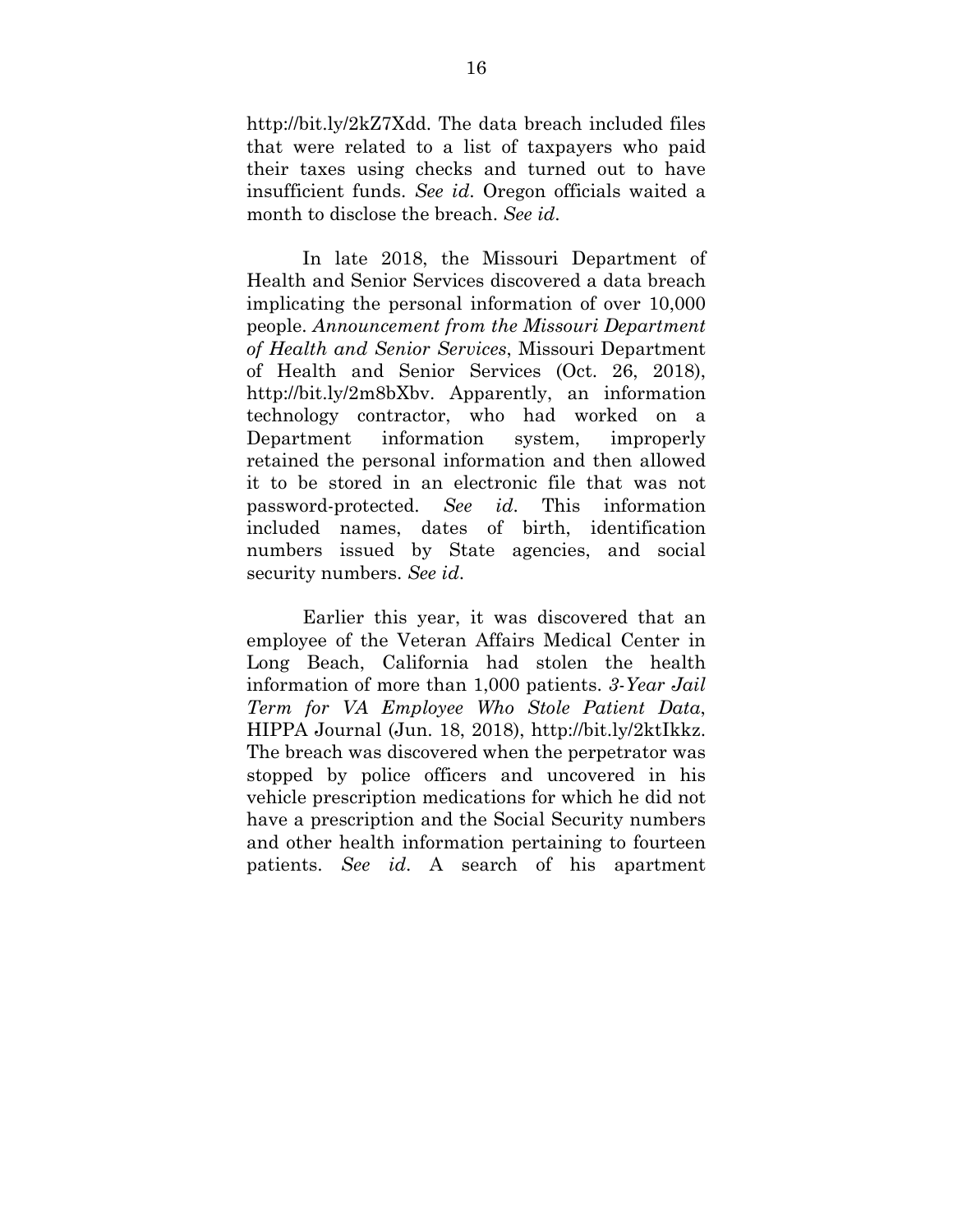http://bit.ly/2kZ7Xdd. The data breach included files that were related to a list of taxpayers who paid their taxes using checks and turned out to have insufficient funds. *See id*. Oregon officials waited a month to disclose the breach. *See id*.

In late 2018, the Missouri Department of Health and Senior Services discovered a data breach implicating the personal information of over 10,000 people. *Announcement from the Missouri Department of Health and Senior Services*, Missouri Department of Health and Senior Services (Oct. 26, 2018), http://bit.ly/2m8bXbv. Apparently, an information technology contractor, who had worked on a Department information system, improperly retained the personal information and then allowed it to be stored in an electronic file that was not password-protected. *See id*. This information included names, dates of birth, identification numbers issued by State agencies, and social security numbers. *See id*.

Earlier this year, it was discovered that an employee of the Veteran Affairs Medical Center in Long Beach, California had stolen the health information of more than 1,000 patients. *3-Year Jail Term for VA Employee Who Stole Patient Data*, HIPPA Journal (Jun. 18, 2018), http://bit.ly/2ktIkkz. The breach was discovered when the perpetrator was stopped by police officers and uncovered in his vehicle prescription medications for which he did not have a prescription and the Social Security numbers and other health information pertaining to fourteen patients. *See id*. A search of his apartment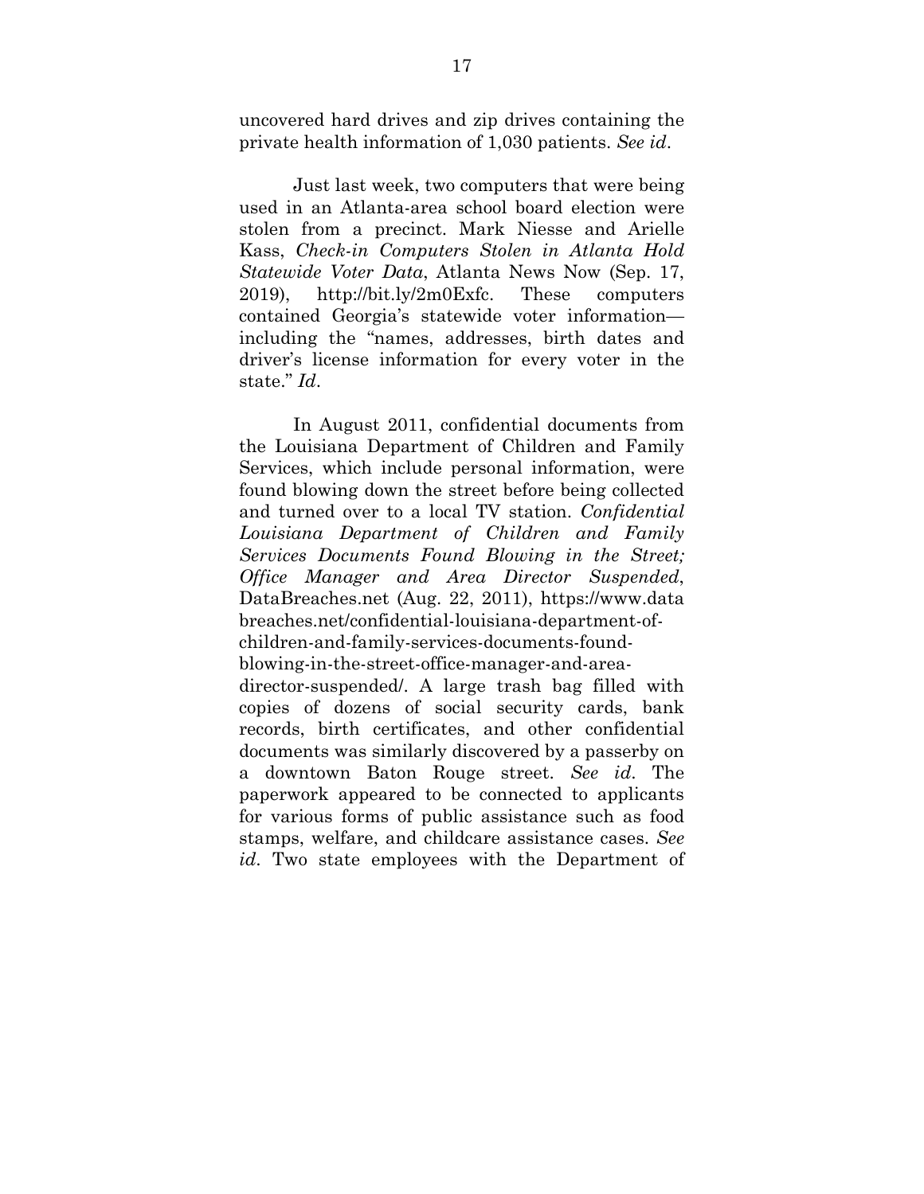uncovered hard drives and zip drives containing the private health information of 1,030 patients. *See id*.

Just last week, two computers that were being used in an Atlanta-area school board election were stolen from a precinct. Mark Niesse and Arielle Kass, *Check-in Computers Stolen in Atlanta Hold Statewide Voter Data*, Atlanta News Now (Sep. 17, 2019), http://bit.ly/2m0Exfc. These computers contained Georgia's statewide voter information—including the "names, addresses, birth dates and driver's license information for every voter in the state." *Id*.

In August 2011, confidential documents from the Louisiana Department of Children and Family Services, which include personal information, were found blowing down the street before being collected and turned over to a local TV station. *Confidential Louisiana Department of Children and Family Services Documents Found Blowing in the Street; Office Manager and Area Director Suspended*, DataBreaches.net (Aug. 22, 2011), https://www.databreaches.net/confidential-louisiana-department-of-children-and-family-services-documents-found-blowing-in-the-street-office-manager-and-area-director-suspended/. A large trash bag filled with copies of dozens of social security cards, bank records, birth certificates, and other confidential documents was similarly discovered by a passerby on a downtown Baton Rouge street. *See id*. The paperwork appeared to be connected to applicants for various forms of public assistance such as food stamps, welfare, and childcare assistance cases. *See id*. Two state employees with the Department of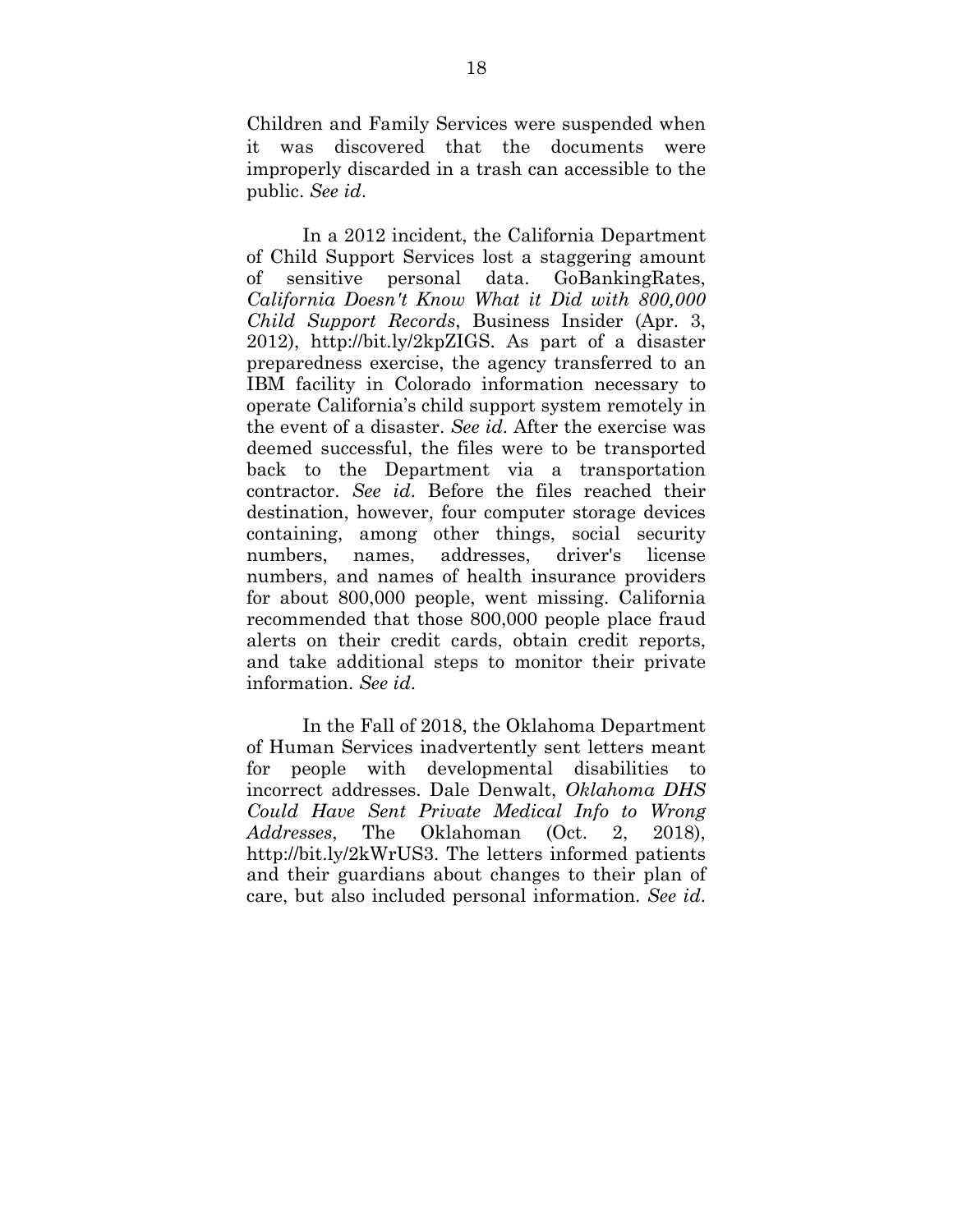Children and Family Services were suspended when it was discovered that the documents were improperly discarded in a trash can accessible to the public. *See id*.

In a 2012 incident, the California Department of Child Support Services lost a staggering amount of sensitive personal data. GoBankingRates, *California Doesn't Know What it Did with 800,000 Child Support Records*, Business Insider (Apr. 3, 2012), http://bit.ly/2kpZIGS. As part of a disaster preparedness exercise, the agency transferred to an IBM facility in Colorado information necessary to operate California's child support system remotely in the event of a disaster. *See id*. After the exercise was deemed successful, the files were to be transported back to the Department via a transportation contractor. *See id*. Before the files reached their destination, however, four computer storage devices containing, among other things, social security numbers, names, addresses, driver's license numbers, and names of health insurance providers for about 800,000 people, went missing. California recommended that those 800,000 people place fraud alerts on their credit cards, obtain credit reports, and take additional steps to monitor their private information. *See id*.

In the Fall of 2018, the Oklahoma Department of Human Services inadvertently sent letters meant for people with developmental disabilities to incorrect addresses. Dale Denwalt, *Oklahoma DHS Could Have Sent Private Medical Info to Wrong Addresses*, The Oklahoman (Oct. 2, 2018), http://bit.ly/2kWrUS3. The letters informed patients and their guardians about changes to their plan of care, but also included personal information. *See id*.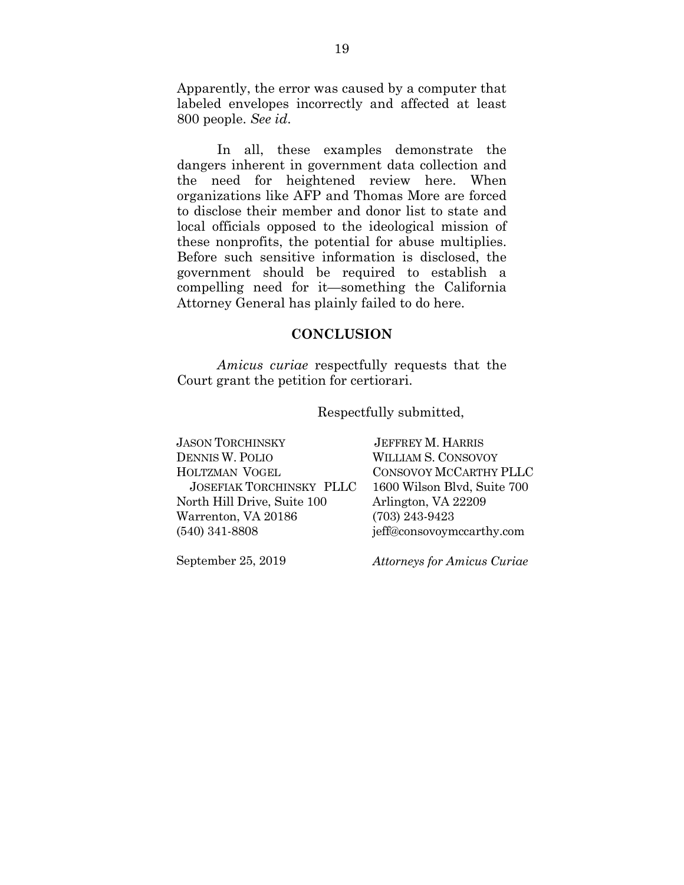Apparently, the error was caused by a computer that labeled envelopes incorrectly and affected at least 800 people. *See id*.

In all, these examples demonstrate the dangers inherent in government data collection and the need for heightened review here. When organizations like AFP and Thomas More are forced to disclose their member and donor list to state and local officials opposed to the ideological mission of these nonprofits, the potential for abuse multiplies. Before such sensitive information is disclosed, the government should be required to establish a compelling need for it—something the California Attorney General has plainly failed to do here.

## CONCLUSION

*Amicus curiae* respectfully requests that the Court grant the petition for certiorari.

Respectfully submitted,

JASON TORCHINSKY
DENNIS W. POLIO
HOLTZMAN VOGEL JOSEFIAK TORCHINSKY PLLC
North Hill Drive, Suite 100
Warrenton, VA 20186
(540) 341-8808

JEFFREY M. HARRIS
WILLIAM S. CONSOVOY
CONSOVOY MCCARTHY PLLC
1600 Wilson Blvd, Suite 700
Arlington, VA 22209
(703) 243-9423
jeff@consovoymccarthy.com

September 25, 2019

*Attorneys for Amicus Curiae*